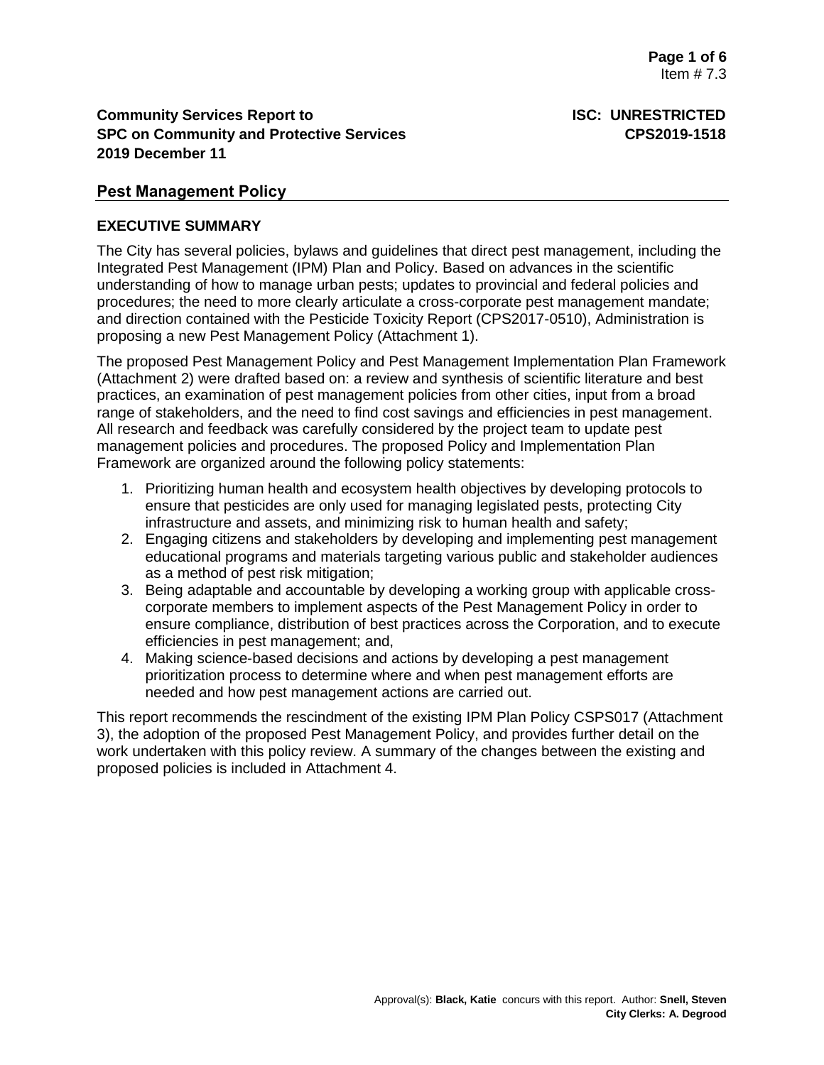**Community Services Report to**
**SPC on Community and Protective Services**
**2019 December 11**

**ISC: UNRESTRICTED**
**CPS2019-1518**

## Pest Management Policy

### EXECUTIVE SUMMARY

The City has several policies, bylaws and guidelines that direct pest management, including the Integrated Pest Management (IPM) Plan and Policy. Based on advances in the scientific understanding of how to manage urban pests; updates to provincial and federal policies and procedures; the need to more clearly articulate a cross-corporate pest management mandate; and direction contained with the Pesticide Toxicity Report (CPS2017-0510), Administration is proposing a new Pest Management Policy (Attachment 1).

The proposed Pest Management Policy and Pest Management Implementation Plan Framework (Attachment 2) were drafted based on: a review and synthesis of scientific literature and best practices, an examination of pest management policies from other cities, input from a broad range of stakeholders, and the need to find cost savings and efficiencies in pest management. All research and feedback was carefully considered by the project team to update pest management policies and procedures. The proposed Policy and Implementation Plan Framework are organized around the following policy statements:

1. Prioritizing human health and ecosystem health objectives by developing protocols to ensure that pesticides are only used for managing legislated pests, protecting City infrastructure and assets, and minimizing risk to human health and safety;
2. Engaging citizens and stakeholders by developing and implementing pest management educational programs and materials targeting various public and stakeholder audiences as a method of pest risk mitigation;
3. Being adaptable and accountable by developing a working group with applicable cross-corporate members to implement aspects of the Pest Management Policy in order to ensure compliance, distribution of best practices across the Corporation, and to execute efficiencies in pest management; and,
4. Making science-based decisions and actions by developing a pest management prioritization process to determine where and when pest management efforts are needed and how pest management actions are carried out.

This report recommends the rescindment of the existing IPM Plan Policy CSPS017 (Attachment 3), the adoption of the proposed Pest Management Policy, and provides further detail on the work undertaken with this policy review. A summary of the changes between the existing and proposed policies is included in Attachment 4.

Approval(s): **Black, Katie** concurs with this report. Author: **Snell, Steven**
**City Clerks: A. Degrood**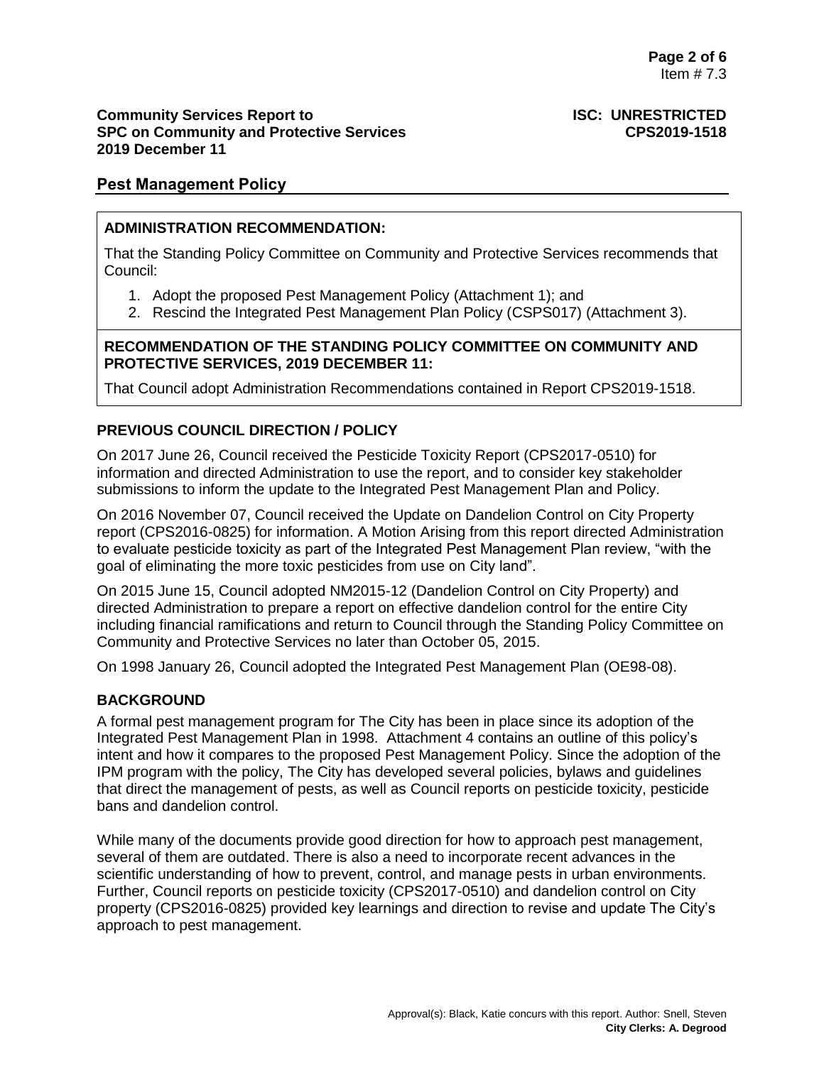**Community Services Report to SPC on Community and Protective Services 2019 December 11**

**ISC: UNRESTRICTED CPS2019-1518**

## Pest Management Policy

**ADMINISTRATION RECOMMENDATION:**

That the Standing Policy Committee on Community and Protective Services recommends that Council:

1. Adopt the proposed Pest Management Policy (Attachment 1); and
2. Rescind the Integrated Pest Management Plan Policy (CSPS017) (Attachment 3).

**RECOMMENDATION OF THE STANDING POLICY COMMITTEE ON COMMUNITY AND PROTECTIVE SERVICES, 2019 DECEMBER 11:**

That Council adopt Administration Recommendations contained in Report CPS2019-1518.

### PREVIOUS COUNCIL DIRECTION / POLICY

On 2017 June 26, Council received the Pesticide Toxicity Report (CPS2017-0510) for information and directed Administration to use the report, and to consider key stakeholder submissions to inform the update to the Integrated Pest Management Plan and Policy.

On 2016 November 07, Council received the Update on Dandelion Control on City Property report (CPS2016-0825) for information. A Motion Arising from this report directed Administration to evaluate pesticide toxicity as part of the Integrated Pest Management Plan review, "with the goal of eliminating the more toxic pesticides from use on City land".

On 2015 June 15, Council adopted NM2015-12 (Dandelion Control on City Property) and directed Administration to prepare a report on effective dandelion control for the entire City including financial ramifications and return to Council through the Standing Policy Committee on Community and Protective Services no later than October 05, 2015.

On 1998 January 26, Council adopted the Integrated Pest Management Plan (OE98-08).

### BACKGROUND

A formal pest management program for The City has been in place since its adoption of the Integrated Pest Management Plan in 1998. Attachment 4 contains an outline of this policy's intent and how it compares to the proposed Pest Management Policy. Since the adoption of the IPM program with the policy, The City has developed several policies, bylaws and guidelines that direct the management of pests, as well as Council reports on pesticide toxicity, pesticide bans and dandelion control.

While many of the documents provide good direction for how to approach pest management, several of them are outdated. There is also a need to incorporate recent advances in the scientific understanding of how to prevent, control, and manage pests in urban environments. Further, Council reports on pesticide toxicity (CPS2017-0510) and dandelion control on City property (CPS2016-0825) provided key learnings and direction to revise and update The City's approach to pest management.

Approval(s): Black, Katie concurs with this report. Author: Snell, Steven
**City Clerks: A. Degrood**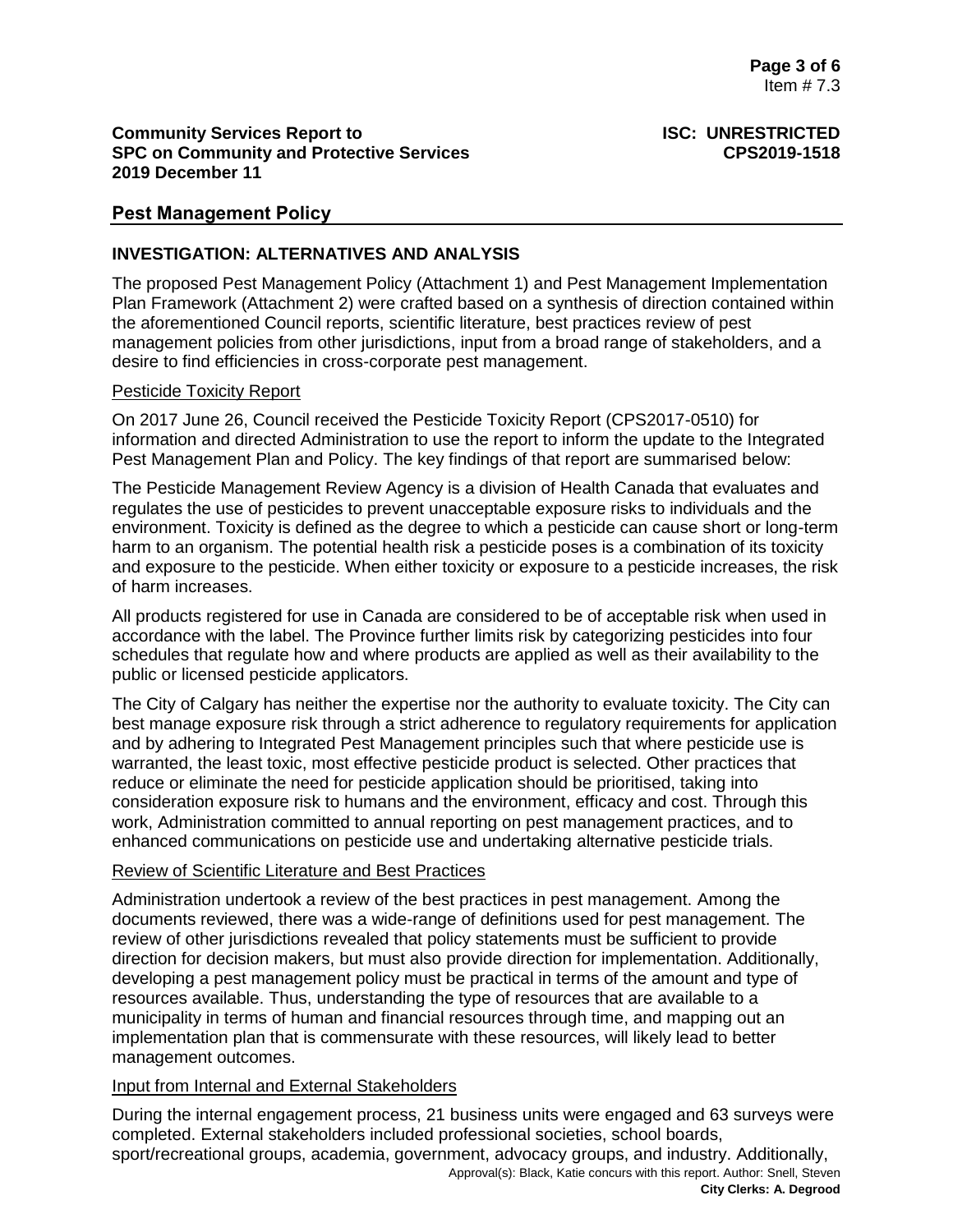## Pest Management Policy

### INVESTIGATION: ALTERNATIVES AND ANALYSIS

The proposed Pest Management Policy (Attachment 1) and Pest Management Implementation Plan Framework (Attachment 2) were crafted based on a synthesis of direction contained within the aforementioned Council reports, scientific literature, best practices review of pest management policies from other jurisdictions, input from a broad range of stakeholders, and a desire to find efficiencies in cross-corporate pest management.

#### Pesticide Toxicity Report

On 2017 June 26, Council received the Pesticide Toxicity Report (CPS2017-0510) for information and directed Administration to use the report to inform the update to the Integrated Pest Management Plan and Policy. The key findings of that report are summarised below:

The Pesticide Management Review Agency is a division of Health Canada that evaluates and regulates the use of pesticides to prevent unacceptable exposure risks to individuals and the environment. Toxicity is defined as the degree to which a pesticide can cause short or long-term harm to an organism. The potential health risk a pesticide poses is a combination of its toxicity and exposure to the pesticide. When either toxicity or exposure to a pesticide increases, the risk of harm increases.

All products registered for use in Canada are considered to be of acceptable risk when used in accordance with the label. The Province further limits risk by categorizing pesticides into four schedules that regulate how and where products are applied as well as their availability to the public or licensed pesticide applicators.

The City of Calgary has neither the expertise nor the authority to evaluate toxicity. The City can best manage exposure risk through a strict adherence to regulatory requirements for application and by adhering to Integrated Pest Management principles such that where pesticide use is warranted, the least toxic, most effective pesticide product is selected. Other practices that reduce or eliminate the need for pesticide application should be prioritised, taking into consideration exposure risk to humans and the environment, efficacy and cost. Through this work, Administration committed to annual reporting on pest management practices, and to enhanced communications on pesticide use and undertaking alternative pesticide trials.

#### Review of Scientific Literature and Best Practices

Administration undertook a review of the best practices in pest management. Among the documents reviewed, there was a wide-range of definitions used for pest management. The review of other jurisdictions revealed that policy statements must be sufficient to provide direction for decision makers, but must also provide direction for implementation. Additionally, developing a pest management policy must be practical in terms of the amount and type of resources available. Thus, understanding the type of resources that are available to a municipality in terms of human and financial resources through time, and mapping out an implementation plan that is commensurate with these resources, will likely lead to better management outcomes.

#### Input from Internal and External Stakeholders

During the internal engagement process, 21 business units were engaged and 63 surveys were completed. External stakeholders included professional societies, school boards, sport/recreational groups, academia, government, advocacy groups, and industry. Additionally,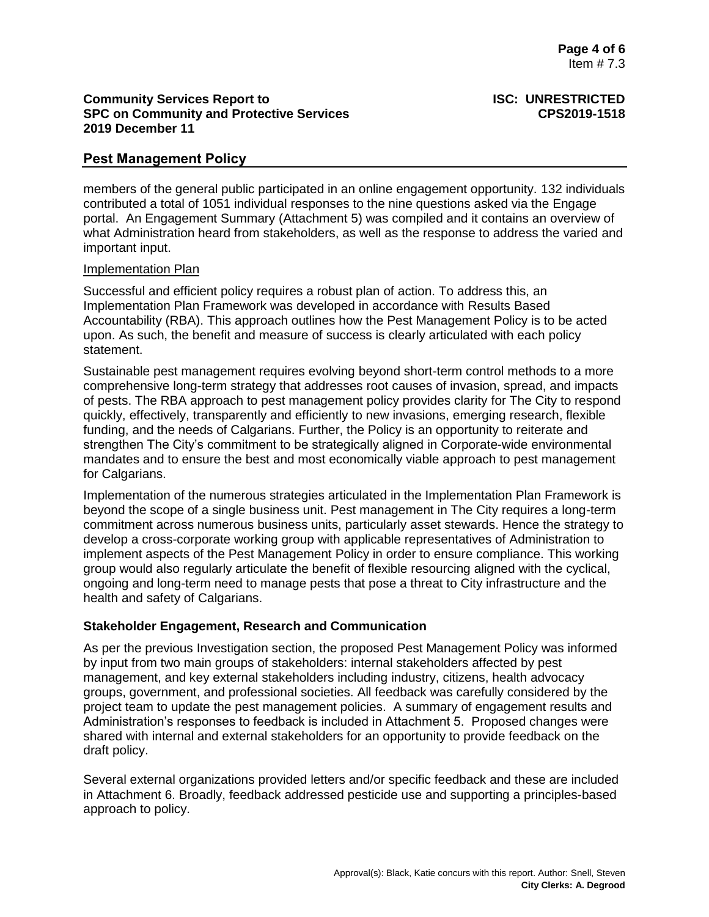members of the general public participated in an online engagement opportunity. 132 individuals contributed a total of 1051 individual responses to the nine questions asked via the Engage portal. An Engagement Summary (Attachment 5) was compiled and it contains an overview of what Administration heard from stakeholders, as well as the response to address the varied and important input.

Implementation Plan

Successful and efficient policy requires a robust plan of action. To address this, an Implementation Plan Framework was developed in accordance with Results Based Accountability (RBA). This approach outlines how the Pest Management Policy is to be acted upon. As such, the benefit and measure of success is clearly articulated with each policy statement.

Sustainable pest management requires evolving beyond short-term control methods to a more comprehensive long-term strategy that addresses root causes of invasion, spread, and impacts of pests. The RBA approach to pest management policy provides clarity for The City to respond quickly, effectively, transparently and efficiently to new invasions, emerging research, flexible funding, and the needs of Calgarians. Further, the Policy is an opportunity to reiterate and strengthen The City's commitment to be strategically aligned in Corporate-wide environmental mandates and to ensure the best and most economically viable approach to pest management for Calgarians.

Implementation of the numerous strategies articulated in the Implementation Plan Framework is beyond the scope of a single business unit. Pest management in The City requires a long-term commitment across numerous business units, particularly asset stewards. Hence the strategy to develop a cross-corporate working group with applicable representatives of Administration to implement aspects of the Pest Management Policy in order to ensure compliance. This working group would also regularly articulate the benefit of flexible resourcing aligned with the cyclical, ongoing and long-term need to manage pests that pose a threat to City infrastructure and the health and safety of Calgarians.

## Stakeholder Engagement, Research and Communication

As per the previous Investigation section, the proposed Pest Management Policy was informed by input from two main groups of stakeholders: internal stakeholders affected by pest management, and key external stakeholders including industry, citizens, health advocacy groups, government, and professional societies. All feedback was carefully considered by the project team to update the pest management policies. A summary of engagement results and Administration's responses to feedback is included in Attachment 5. Proposed changes were shared with internal and external stakeholders for an opportunity to provide feedback on the draft policy.

Several external organizations provided letters and/or specific feedback and these are included in Attachment 6. Broadly, feedback addressed pesticide use and supporting a principles-based approach to policy.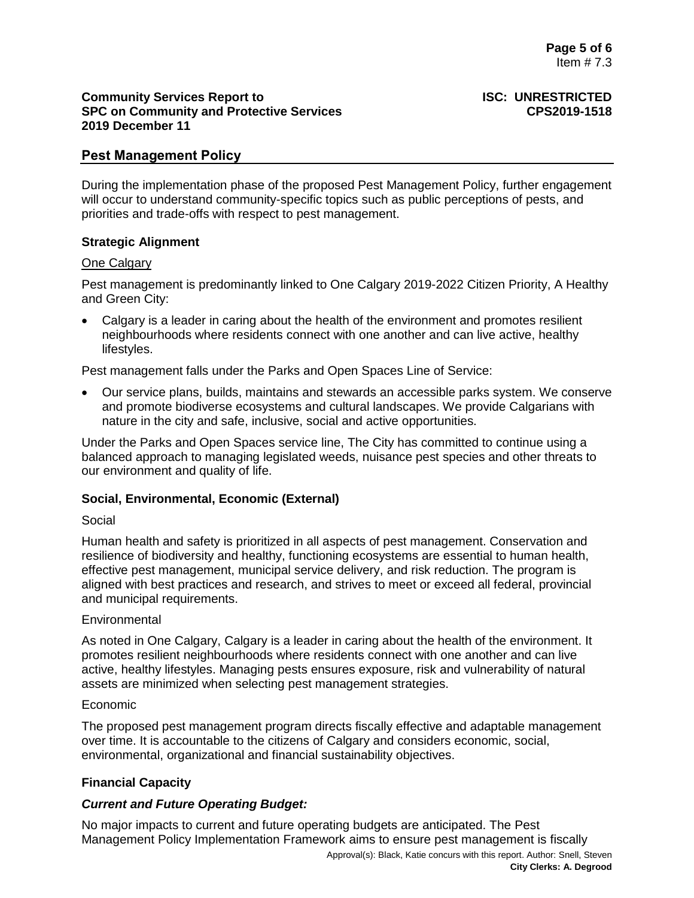## Pest Management Policy

During the implementation phase of the proposed Pest Management Policy, further engagement will occur to understand community-specific topics such as public perceptions of pests, and priorities and trade-offs with respect to pest management.

### Strategic Alignment

One Calgary

Pest management is predominantly linked to One Calgary 2019-2022 Citizen Priority, A Healthy and Green City:

- Calgary is a leader in caring about the health of the environment and promotes resilient neighbourhoods where residents connect with one another and can live active, healthy lifestyles.

Pest management falls under the Parks and Open Spaces Line of Service:

- Our service plans, builds, maintains and stewards an accessible parks system. We conserve and promote biodiverse ecosystems and cultural landscapes. We provide Calgarians with nature in the city and safe, inclusive, social and active opportunities.

Under the Parks and Open Spaces service line, The City has committed to continue using a balanced approach to managing legislated weeds, nuisance pest species and other threats to our environment and quality of life.

### Social, Environmental, Economic (External)

Social

Human health and safety is prioritized in all aspects of pest management. Conservation and resilience of biodiversity and healthy, functioning ecosystems are essential to human health, effective pest management, municipal service delivery, and risk reduction. The program is aligned with best practices and research, and strives to meet or exceed all federal, provincial and municipal requirements.

Environmental

As noted in One Calgary, Calgary is a leader in caring about the health of the environment. It promotes resilient neighbourhoods where residents connect with one another and can live active, healthy lifestyles. Managing pests ensures exposure, risk and vulnerability of natural assets are minimized when selecting pest management strategies.

Economic

The proposed pest management program directs fiscally effective and adaptable management over time. It is accountable to the citizens of Calgary and considers economic, social, environmental, organizational and financial sustainability objectives.

### Financial Capacity

#### *Current and Future Operating Budget:*

No major impacts to current and future operating budgets are anticipated. The Pest Management Policy Implementation Framework aims to ensure pest management is fiscally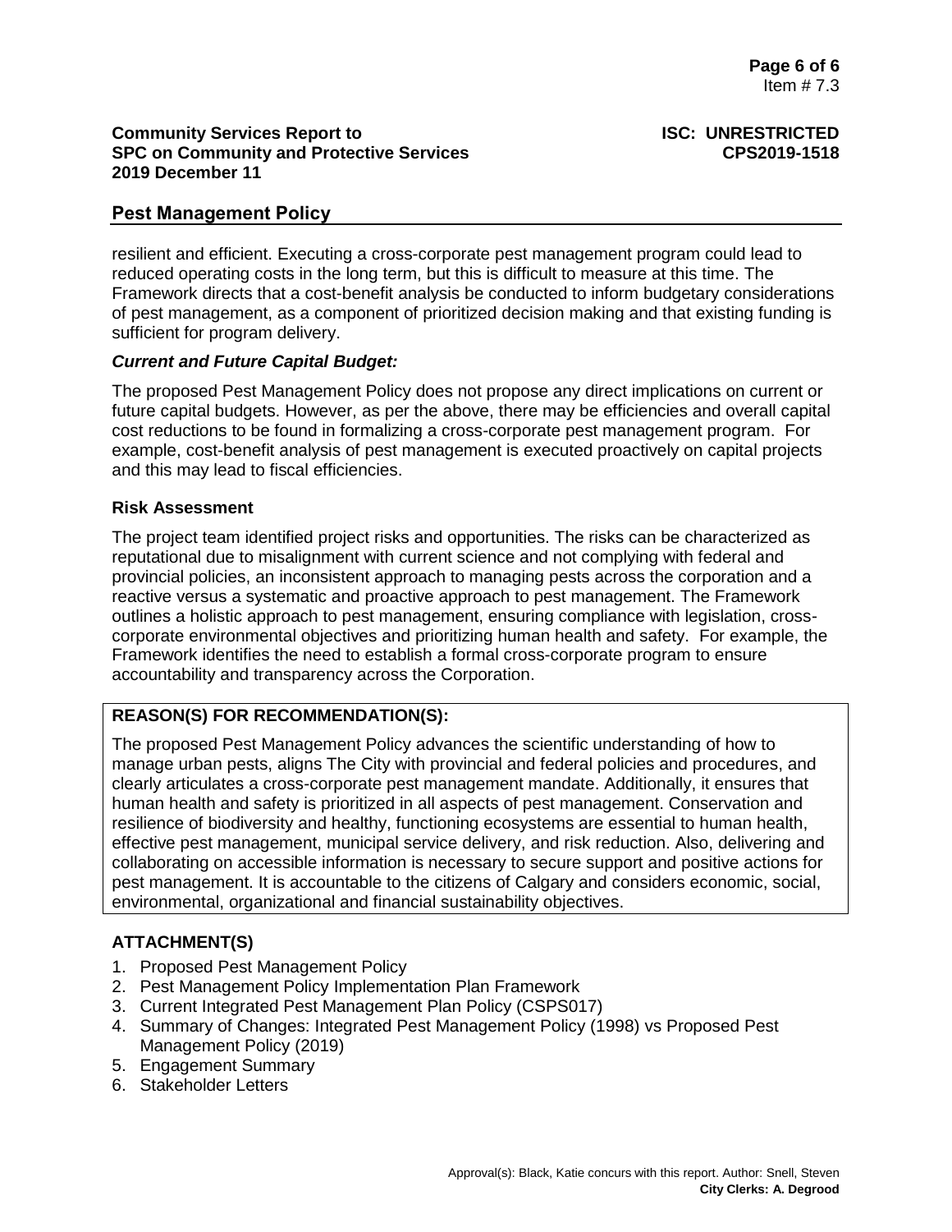resilient and efficient. Executing a cross-corporate pest management program could lead to reduced operating costs in the long term, but this is difficult to measure at this time. The Framework directs that a cost-benefit analysis be conducted to inform budgetary considerations of pest management, as a component of prioritized decision making and that existing funding is sufficient for program delivery.

***Current and Future Capital Budget:***

The proposed Pest Management Policy does not propose any direct implications on current or future capital budgets. However, as per the above, there may be efficiencies and overall capital cost reductions to be found in formalizing a cross-corporate pest management program. For example, cost-benefit analysis of pest management is executed proactively on capital projects and this may lead to fiscal efficiencies.

**Risk Assessment**

The project team identified project risks and opportunities. The risks can be characterized as reputational due to misalignment with current science and not complying with federal and provincial policies, an inconsistent approach to managing pests across the corporation and a reactive versus a systematic and proactive approach to pest management. The Framework outlines a holistic approach to pest management, ensuring compliance with legislation, cross-corporate environmental objectives and prioritizing human health and safety. For example, the Framework identifies the need to establish a formal cross-corporate program to ensure accountability and transparency across the Corporation.

**REASON(S) FOR RECOMMENDATION(S):**

The proposed Pest Management Policy advances the scientific understanding of how to manage urban pests, aligns The City with provincial and federal policies and procedures, and clearly articulates a cross-corporate pest management mandate. Additionally, it ensures that human health and safety is prioritized in all aspects of pest management. Conservation and resilience of biodiversity and healthy, functioning ecosystems are essential to human health, effective pest management, municipal service delivery, and risk reduction. Also, delivering and collaborating on accessible information is necessary to secure support and positive actions for pest management. It is accountable to the citizens of Calgary and considers economic, social, environmental, organizational and financial sustainability objectives.

**ATTACHMENT(S)**

1. Proposed Pest Management Policy
2. Pest Management Policy Implementation Plan Framework
3. Current Integrated Pest Management Plan Policy (CSPS017)
4. Summary of Changes: Integrated Pest Management Policy (1998) vs Proposed Pest Management Policy (2019)
5. Engagement Summary
6. Stakeholder Letters

Approval(s): Black, Katie concurs with this report. Author: Snell, Steven
**City Clerks: A. Degrood**